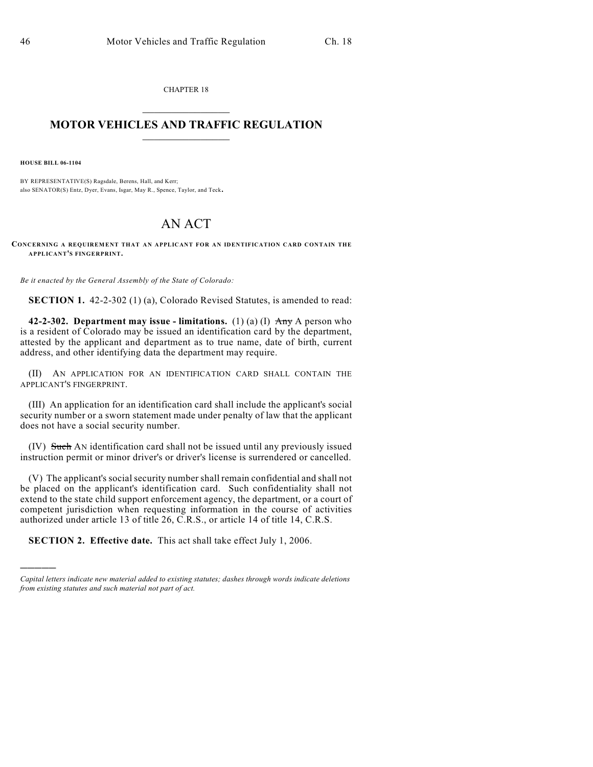CHAPTER 18

# MOTOR VEHICLES AND TRAFFIC REGULATION

**HOUSE BILL 06-1104**

BY REPRESENTATIVE(S) Ragsdale, Berens, Hall, and Kerr;
also SENATOR(S) Entz, Dyer, Evans, Isgar, May R., Spence, Taylor, and Teck.

## AN ACT

**CONCERNING A REQUIREMENT THAT AN APPLICANT FOR AN IDENTIFICATION CARD CONTAIN THE APPLICANT'S FINGERPRINT.**

*Be it enacted by the General Assembly of the State of Colorado:*

**SECTION 1.** 42-2-302 (1) (a), Colorado Revised Statutes, is amended to read:

**42-2-302. Department may issue - limitations.** (1) (a) (I) ~~Any~~ A person who is a resident of Colorado may be issued an identification card by the department, attested by the applicant and department as to true name, date of birth, current address, and other identifying data the department may require.

(II) AN APPLICATION FOR AN IDENTIFICATION CARD SHALL CONTAIN THE APPLICANT'S FINGERPRINT.

(III) An application for an identification card shall include the applicant's social security number or a sworn statement made under penalty of law that the applicant does not have a social security number.

(IV) ~~Such~~ AN identification card shall not be issued until any previously issued instruction permit or minor driver's or driver's license is surrendered or cancelled.

(V) The applicant's social security number shall remain confidential and shall not be placed on the applicant's identification card. Such confidentiality shall not extend to the state child support enforcement agency, the department, or a court of competent jurisdiction when requesting information in the course of activities authorized under article 13 of title 26, C.R.S., or article 14 of title 14, C.R.S.

**SECTION 2. Effective date.** This act shall take effect July 1, 2006.

---

*Capital letters indicate new material added to existing statutes; dashes through words indicate deletions from existing statutes and such material not part of act.*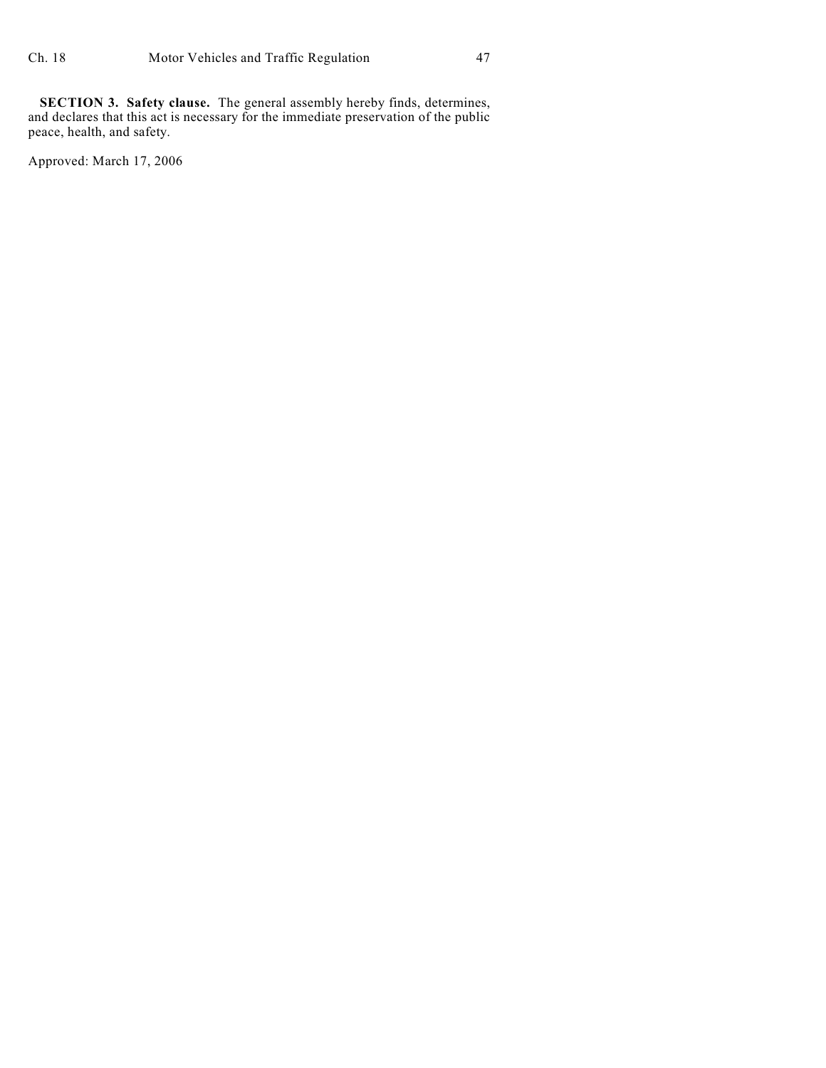**SECTION 3. Safety clause.** The general assembly hereby finds, determines, and declares that this act is necessary for the immediate preservation of the public peace, health, and safety.

Approved: March 17, 2006